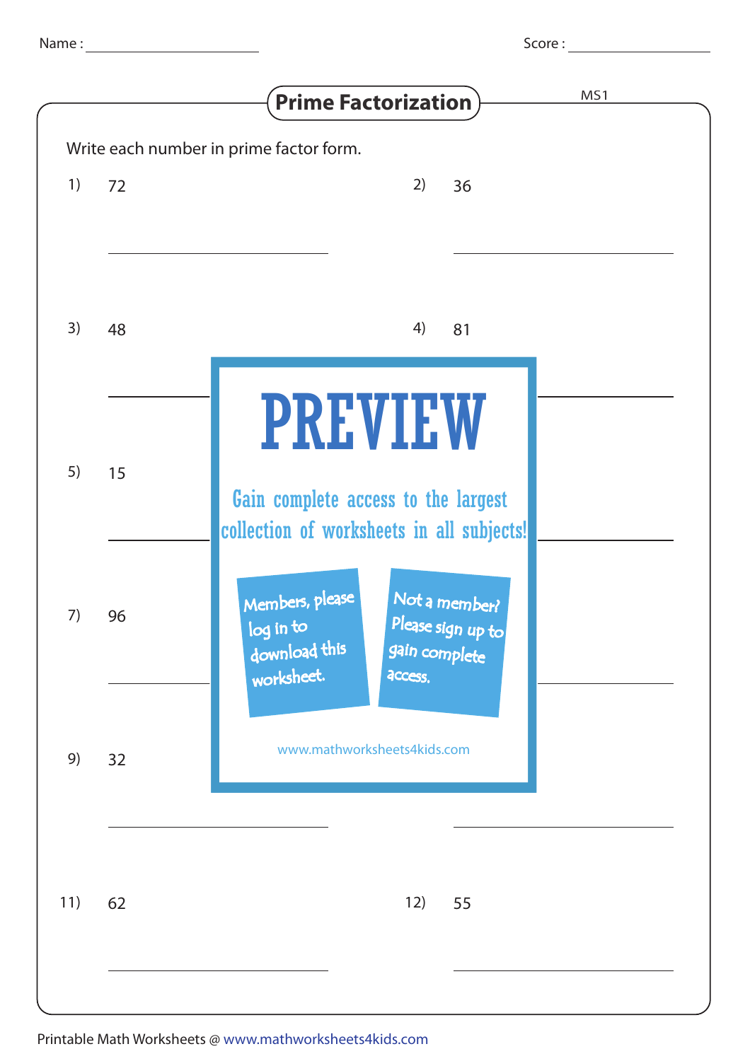Name : ____________  Score : ____________

# Prime Factorization

MS1

Write each number in prime factor form.

1) 72

2) 36

3) 48

4) 81

5) 15

7) 96

9) 32

11) 62

12) 55

PREVIEW

Gain complete access to the largest collection of worksheets in all subjects!

Members, please log in to download this worksheet.

Not a member? Please sign up to gain complete access.

www.mathworksheets4kids.com

Printable Math Worksheets @ www.mathworksheets4kids.com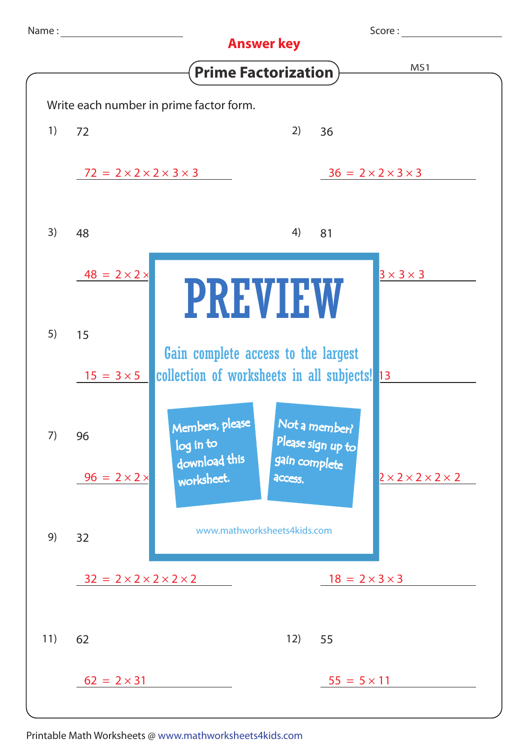Name : ______________________ Score : ______________________

**Answer key**

# Prime Factorization

MS1

Write each number in prime factor form.

1) 72

$72 = 2 \times 2 \times 2 \times 3 \times 3$

2) 36

$36 = 2 \times 2 \times 3 \times 3$

3) 48

$48 = 2 \times 2 \times$

4) 81

$3 \times 3 \times 3$

5) 15

$15 = 3 \times 5$

13

7) 96

$96 = 2 \times 2 \times$

$2 \times 2 \times 2 \times 2 \times 2$

PREVIEW

Gain complete access to the largest collection of worksheets in all subjects!

Members, please log in to download this worksheet.

Not a member? Please sign up to gain complete access.

www.mathworksheets4kids.com

9) 32

$32 = 2 \times 2 \times 2 \times 2 \times 2$

$18 = 2 \times 3 \times 3$

11) 62

$62 = 2 \times 31$

12) 55

$55 = 5 \times 11$

Printable Math Worksheets @ www.mathworksheets4kids.com